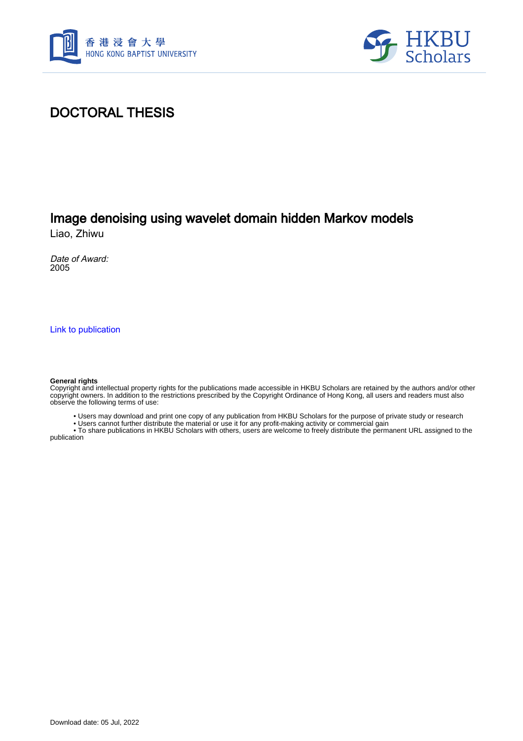香港浸會大學
HONG KONG BAPTIST UNIVERSITY

HKBU Scholars

# DOCTORAL THESIS

## Image denoising using wavelet domain hidden Markov models

Liao, Zhiwu

*Date of Award:*
2005

[Link to publication]

**General rights**
Copyright and intellectual property rights for the publications made accessible in HKBU Scholars are retained by the authors and/or other copyright owners. In addition to the restrictions prescribed by the Copyright Ordinance of Hong Kong, all users and readers must also observe the following terms of use:

- Users may download and print one copy of any publication from HKBU Scholars for the purpose of private study or research
- Users cannot further distribute the material or use it for any profit-making activity or commercial gain
- To share publications in HKBU Scholars with others, users are welcome to freely distribute the permanent URL assigned to the publication

Download date: 05 Jul, 2022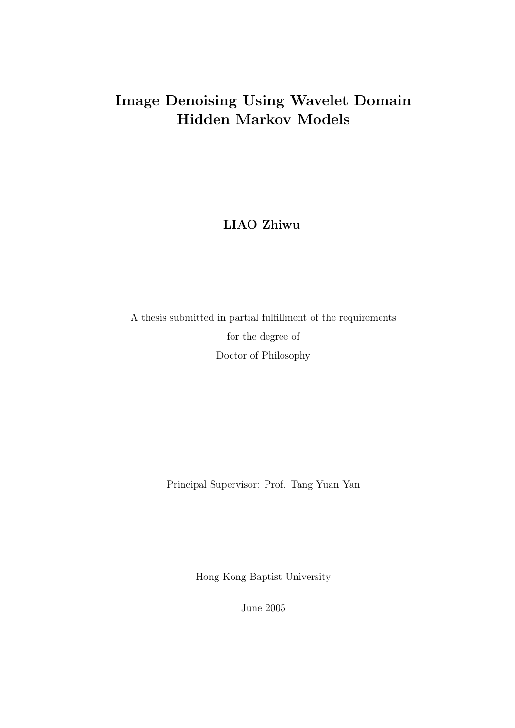# Image Denoising Using Wavelet Domain Hidden Markov Models

**LIAO Zhiwu**

A thesis submitted in partial fulfillment of the requirements

for the degree of

Doctor of Philosophy

Principal Supervisor: Prof. Tang Yuan Yan

Hong Kong Baptist University

June 2005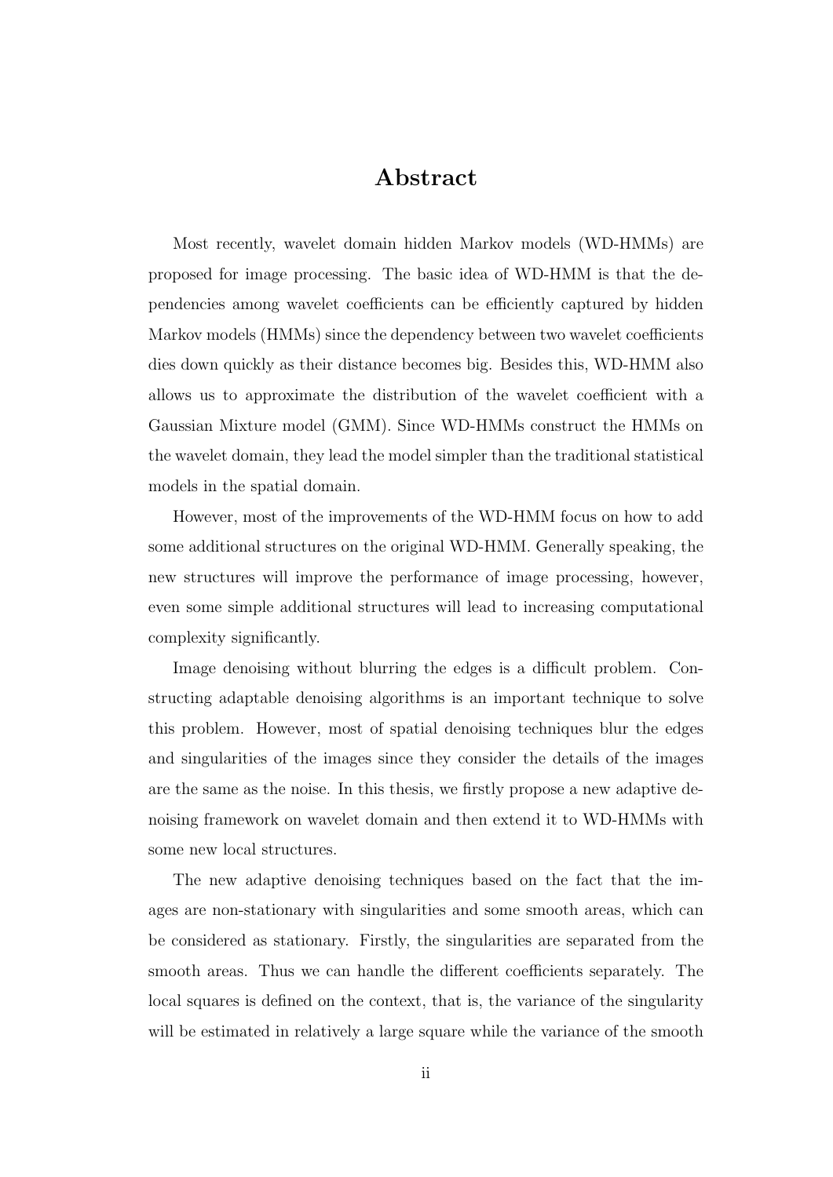# Abstract

Most recently, wavelet domain hidden Markov models (WD-HMMs) are proposed for image processing. The basic idea of WD-HMM is that the dependencies among wavelet coefficients can be efficiently captured by hidden Markov models (HMMs) since the dependency between two wavelet coefficients dies down quickly as their distance becomes big. Besides this, WD-HMM also allows us to approximate the distribution of the wavelet coefficient with a Gaussian Mixture model (GMM). Since WD-HMMs construct the HMMs on the wavelet domain, they lead the model simpler than the traditional statistical models in the spatial domain.

However, most of the improvements of the WD-HMM focus on how to add some additional structures on the original WD-HMM. Generally speaking, the new structures will improve the performance of image processing, however, even some simple additional structures will lead to increasing computational complexity significantly.

Image denoising without blurring the edges is a difficult problem. Constructing adaptable denoising algorithms is an important technique to solve this problem. However, most of spatial denoising techniques blur the edges and singularities of the images since they consider the details of the images are the same as the noise. In this thesis, we firstly propose a new adaptive denoising framework on wavelet domain and then extend it to WD-HMMs with some new local structures.

The new adaptive denoising techniques based on the fact that the images are non-stationary with singularities and some smooth areas, which can be considered as stationary. Firstly, the singularities are separated from the smooth areas. Thus we can handle the different coefficients separately. The local squares is defined on the context, that is, the variance of the singularity will be estimated in relatively a large square while the variance of the smooth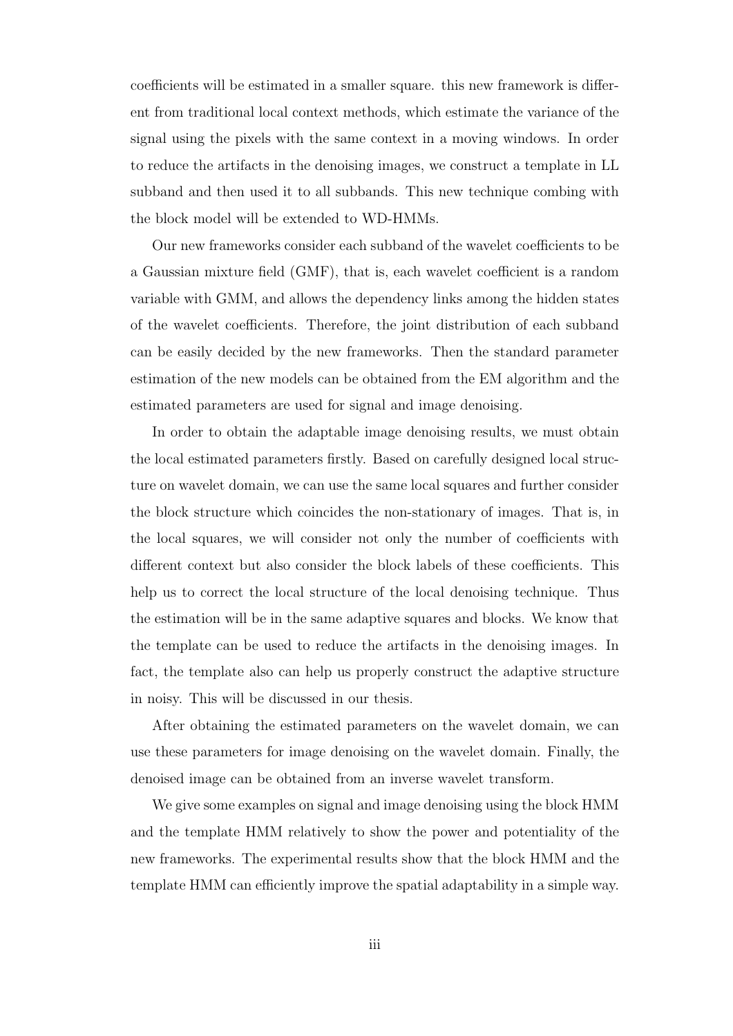coefficients will be estimated in a smaller square. this new framework is different from traditional local context methods, which estimate the variance of the signal using the pixels with the same context in a moving windows. In order to reduce the artifacts in the denoising images, we construct a template in LL subband and then used it to all subbands. This new technique combing with the block model will be extended to WD-HMMs.

Our new frameworks consider each subband of the wavelet coefficients to be a Gaussian mixture field (GMF), that is, each wavelet coefficient is a random variable with GMM, and allows the dependency links among the hidden states of the wavelet coefficients. Therefore, the joint distribution of each subband can be easily decided by the new frameworks. Then the standard parameter estimation of the new models can be obtained from the EM algorithm and the estimated parameters are used for signal and image denoising.

In order to obtain the adaptable image denoising results, we must obtain the local estimated parameters firstly. Based on carefully designed local structure on wavelet domain, we can use the same local squares and further consider the block structure which coincides the non-stationary of images. That is, in the local squares, we will consider not only the number of coefficients with different context but also consider the block labels of these coefficients. This help us to correct the local structure of the local denoising technique. Thus the estimation will be in the same adaptive squares and blocks. We know that the template can be used to reduce the artifacts in the denoising images. In fact, the template also can help us properly construct the adaptive structure in noisy. This will be discussed in our thesis.

After obtaining the estimated parameters on the wavelet domain, we can use these parameters for image denoising on the wavelet domain. Finally, the denoised image can be obtained from an inverse wavelet transform.

We give some examples on signal and image denoising using the block HMM and the template HMM relatively to show the power and potentiality of the new frameworks. The experimental results show that the block HMM and the template HMM can efficiently improve the spatial adaptability in a simple way.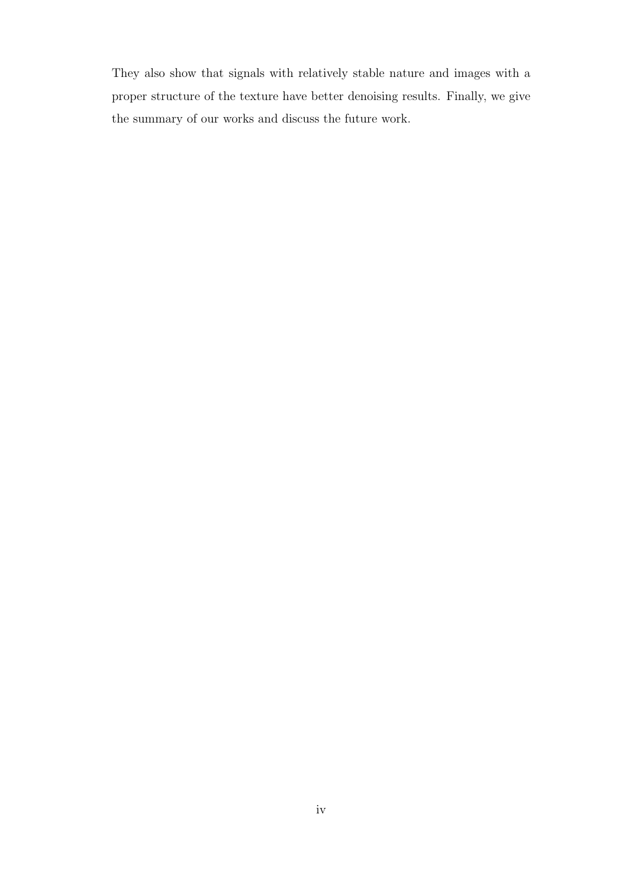They also show that signals with relatively stable nature and images with a proper structure of the texture have better denoising results. Finally, we give the summary of our works and discuss the future work.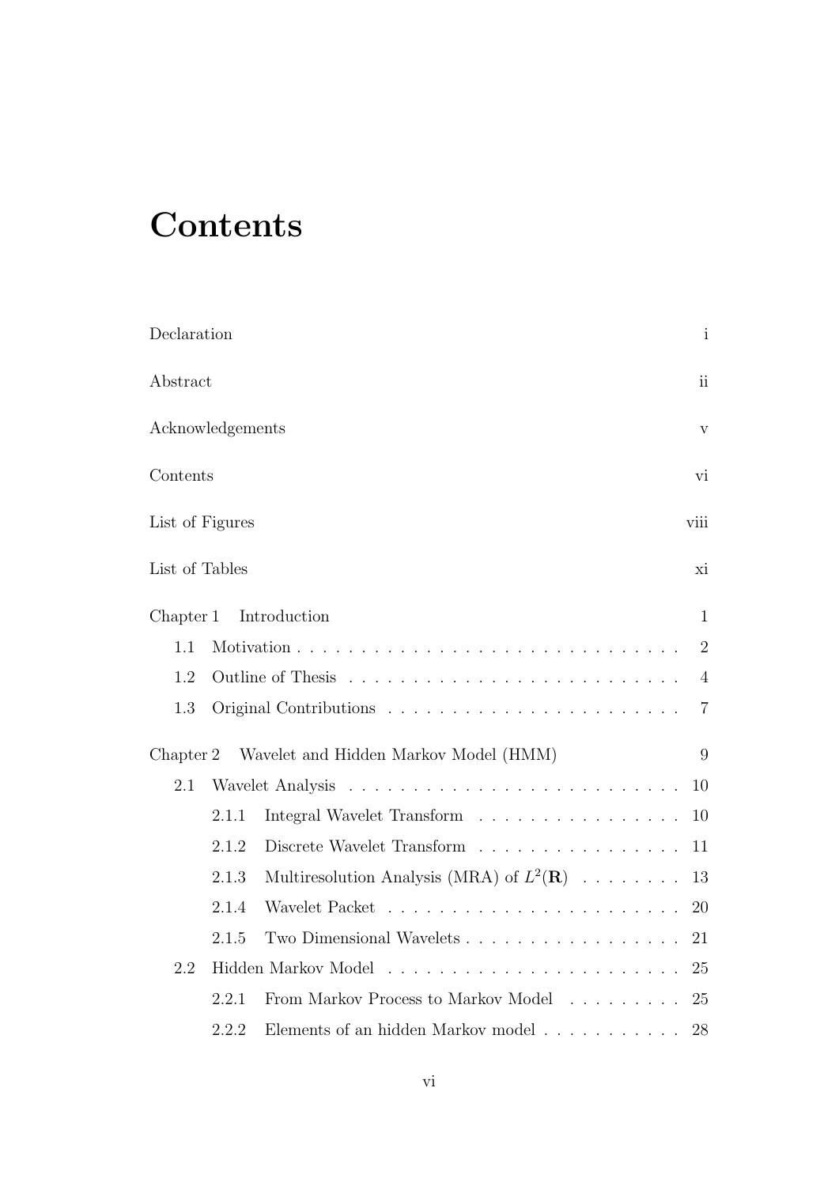# Contents

Declaration i

Abstract ii

Acknowledgements v

Contents vi

List of Figures viii

List of Tables xi

Chapter 1 Introduction 1

- 1.1 Motivation . . . . . . . . . . . . . . . . . . . . . . . . . . . . . . . . 2
- 1.2 Outline of Thesis . . . . . . . . . . . . . . . . . . . . . . . . . . 4
- 1.3 Original Contributions . . . . . . . . . . . . . . . . . . . . . . . 7

Chapter 2 Wavelet and Hidden Markov Model (HMM) 9

- 2.1 Wavelet Analysis . . . . . . . . . . . . . . . . . . . . . . . . . . 10
  - 2.1.1 Integral Wavelet Transform . . . . . . . . . . . . . . . . 10
  - 2.1.2 Discrete Wavelet Transform . . . . . . . . . . . . . . . . 11
  - 2.1.3 Multiresolution Analysis (MRA) of $L^2(\mathbf{R})$ . . . . . . . . 13
  - 2.1.4 Wavelet Packet . . . . . . . . . . . . . . . . . . . . . . . 20
  - 2.1.5 Two Dimensional Wavelets . . . . . . . . . . . . . . . . . . 21
- 2.2 Hidden Markov Model . . . . . . . . . . . . . . . . . . . . . . . 25
  - 2.2.1 From Markov Process to Markov Model . . . . . . . . . 25
  - 2.2.2 Elements of an hidden Markov model . . . . . . . . . . . 28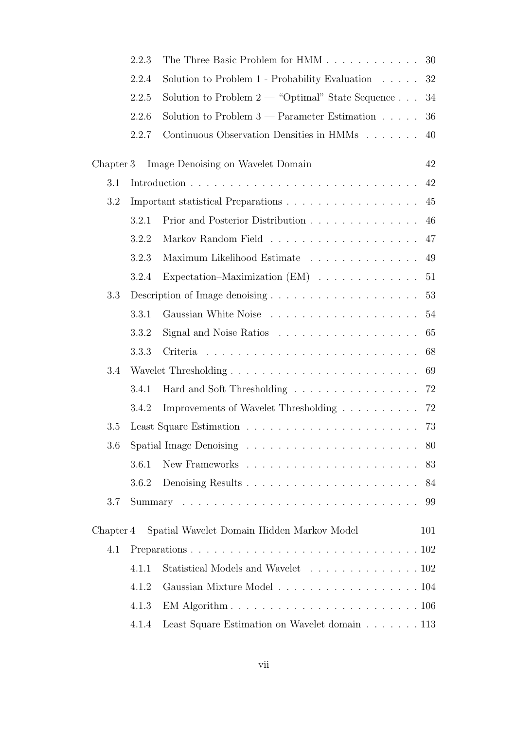- 2.2.3 The Three Basic Problem for HMM . . . . . . . . . . . . 30
- 2.2.4 Solution to Problem 1 - Probability Evaluation . . . . . 32
- 2.2.5 Solution to Problem 2 — "Optimal" State Sequence . . . 34
- 2.2.6 Solution to Problem 3 — Parameter Estimation . . . . . 36
- 2.2.7 Continuous Observation Densities in HMMs . . . . . . . 40

Chapter 3 Image Denoising on Wavelet Domain 42

- 3.1 Introduction . . . . . . . . . . . . . . . . . . . . . . . . . . . . 42
- 3.2 Important statistical Preparations . . . . . . . . . . . . . . . . . 45
  - 3.2.1 Prior and Posterior Distribution . . . . . . . . . . . . . . 46
  - 3.2.2 Markov Random Field . . . . . . . . . . . . . . . . . . . 47
  - 3.2.3 Maximum Likelihood Estimate . . . . . . . . . . . . . . 49
  - 3.2.4 Expectation–Maximization (EM) . . . . . . . . . . . . . 51
- 3.3 Description of Image denoising . . . . . . . . . . . . . . . . . . . 53
  - 3.3.1 Gaussian White Noise . . . . . . . . . . . . . . . . . . . 54
  - 3.3.2 Signal and Noise Ratios . . . . . . . . . . . . . . . . . . 65
  - 3.3.3 Criteria . . . . . . . . . . . . . . . . . . . . . . . . . . . 68
- 3.4 Wavelet Thresholding . . . . . . . . . . . . . . . . . . . . . . . . 69
  - 3.4.1 Hard and Soft Thresholding . . . . . . . . . . . . . . . . 72
  - 3.4.2 Improvements of Wavelet Thresholding . . . . . . . . . . 72
- 3.5 Least Square Estimation . . . . . . . . . . . . . . . . . . . . . . 73
- 3.6 Spatial Image Denoising . . . . . . . . . . . . . . . . . . . . . . 80
  - 3.6.1 New Frameworks . . . . . . . . . . . . . . . . . . . . . . 83
  - 3.6.2 Denoising Results . . . . . . . . . . . . . . . . . . . . . . 84
- 3.7 Summary . . . . . . . . . . . . . . . . . . . . . . . . . . . . . . 99

Chapter 4 Spatial Wavelet Domain Hidden Markov Model 101

- 4.1 Preparations . . . . . . . . . . . . . . . . . . . . . . . . . . . . 102
  - 4.1.1 Statistical Models and Wavelet . . . . . . . . . . . . . . 102
  - 4.1.2 Gaussian Mixture Model . . . . . . . . . . . . . . . . . . 104
  - 4.1.3 EM Algorithm . . . . . . . . . . . . . . . . . . . . . . . . 106
  - 4.1.4 Least Square Estimation on Wavelet domain . . . . . . . 113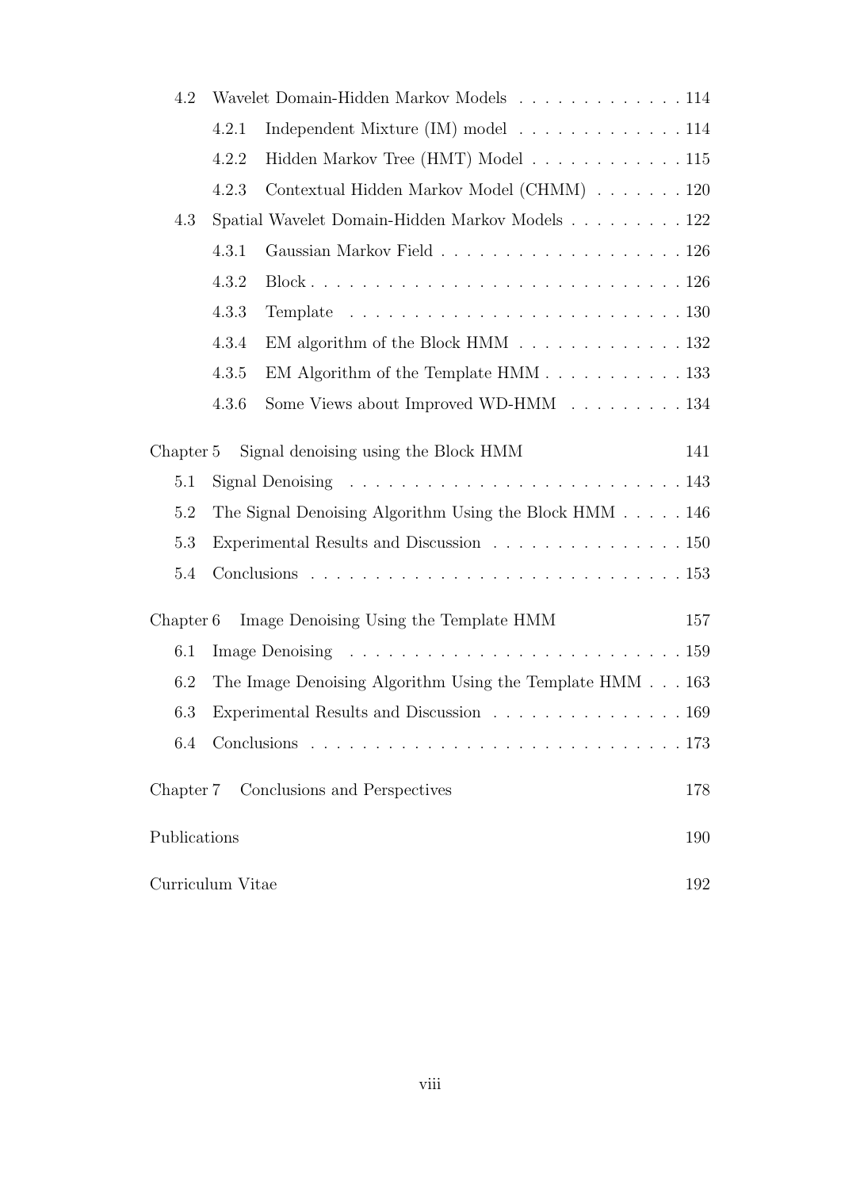- 4.2 Wavelet Domain-Hidden Markov Models . . . . . . . . . . . . . 114
  - 4.2.1 Independent Mixture (IM) model . . . . . . . . . . . . . 114
  - 4.2.2 Hidden Markov Tree (HMT) Model . . . . . . . . . . . . 115
  - 4.2.3 Contextual Hidden Markov Model (CHMM) . . . . . . . 120
- 4.3 Spatial Wavelet Domain-Hidden Markov Models . . . . . . . . . 122
  - 4.3.1 Gaussian Markov Field . . . . . . . . . . . . . . . . . . . 126
  - 4.3.2 Block . . . . . . . . . . . . . . . . . . . . . . . . . . . . 126
  - 4.3.3 Template . . . . . . . . . . . . . . . . . . . . . . . . . . 130
  - 4.3.4 EM algorithm of the Block HMM . . . . . . . . . . . . . 132
  - 4.3.5 EM Algorithm of the Template HMM . . . . . . . . . . . 133
  - 4.3.6 Some Views about Improved WD-HMM . . . . . . . . . 134

Chapter 5 Signal denoising using the Block HMM 141

- 5.1 Signal Denoising . . . . . . . . . . . . . . . . . . . . . . . . . 143
- 5.2 The Signal Denoising Algorithm Using the Block HMM . . . . . 146
- 5.3 Experimental Results and Discussion . . . . . . . . . . . . . . . 150
- 5.4 Conclusions . . . . . . . . . . . . . . . . . . . . . . . . . . . . 153

Chapter 6 Image Denoising Using the Template HMM 157

- 6.1 Image Denoising . . . . . . . . . . . . . . . . . . . . . . . . . 159
- 6.2 The Image Denoising Algorithm Using the Template HMM . . . 163
- 6.3 Experimental Results and Discussion . . . . . . . . . . . . . . . 169
- 6.4 Conclusions . . . . . . . . . . . . . . . . . . . . . . . . . . . . 173

Chapter 7 Conclusions and Perspectives 178

Publications 190

Curriculum Vitae 192